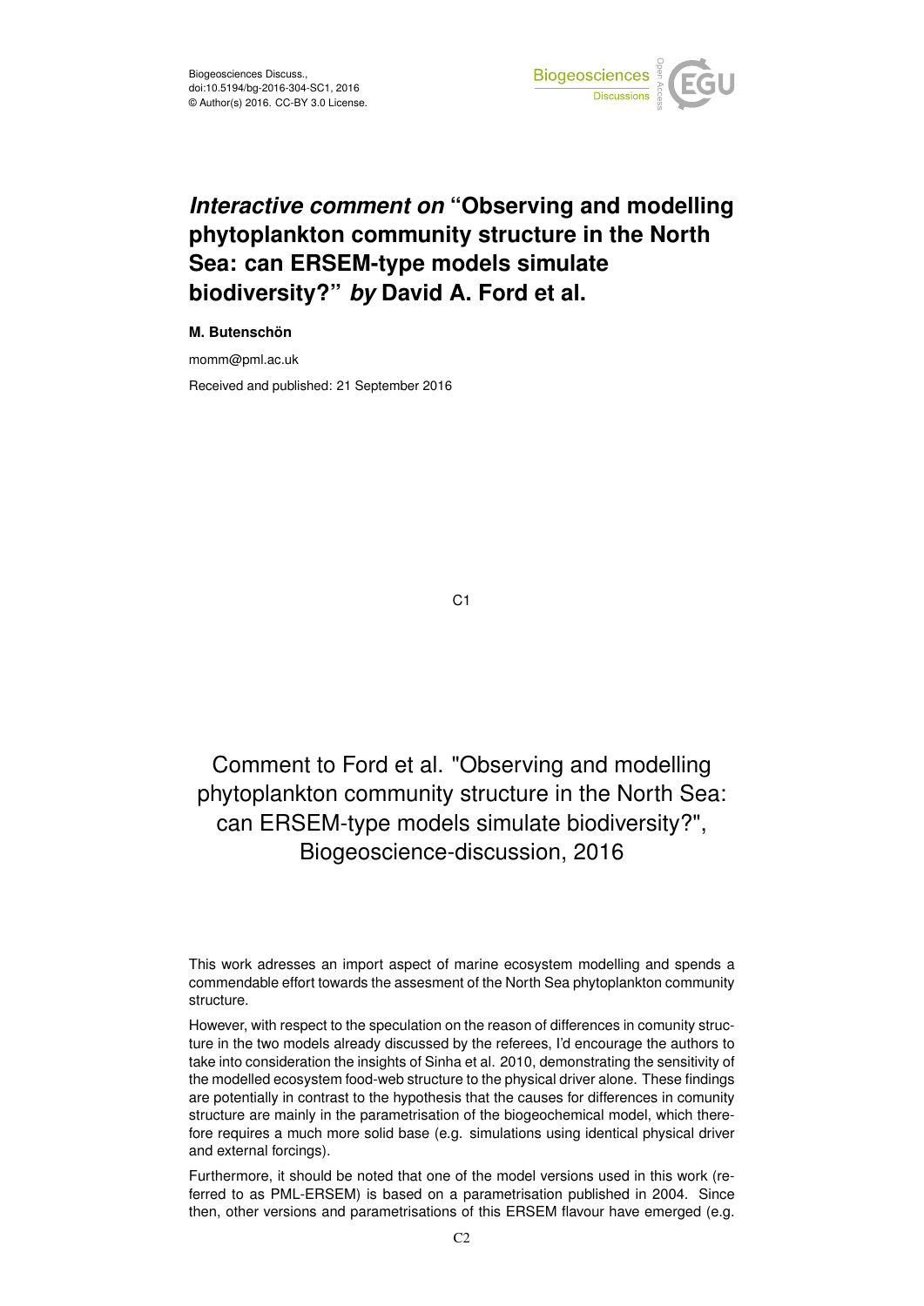# *Interactive comment on* "Observing and modelling phytoplankton community structure in the North Sea: can ERSEM-type models simulate biodiversity?" *by* David A. Ford et al.

**M. Butenschön**

momm@pml.ac.uk

Received and published: 21 September 2016

Comment to Ford et al. "Observing and modelling phytoplankton community structure in the North Sea: can ERSEM-type models simulate biodiversity?", Biogeoscience-discussion, 2016

This work adresses an import aspect of marine ecosystem modelling and spends a commendable effort towards the assesment of the North Sea phytoplankton community structure.

However, with respect to the speculation on the reason of differences in comunity structure in the two models already discussed by the referees, I'd encourage the authors to take into consideration the insights of Sinha et al. 2010, demonstrating the sensitivity of the modelled ecosystem food-web structure to the physical driver alone. These findings are potentially in contrast to the hypothesis that the causes for differences in comunity structure are mainly in the parametrisation of the biogeochemical model, which therefore requires a much more solid base (e.g. simulations using identical physical driver and external forcings).

Furthermore, it should be noted that one of the model versions used in this work (referred to as PML-ERSEM) is based on a parametrisation published in 2004. Since then, other versions and parametrisations of this ERSEM flavour have emerged (e.g.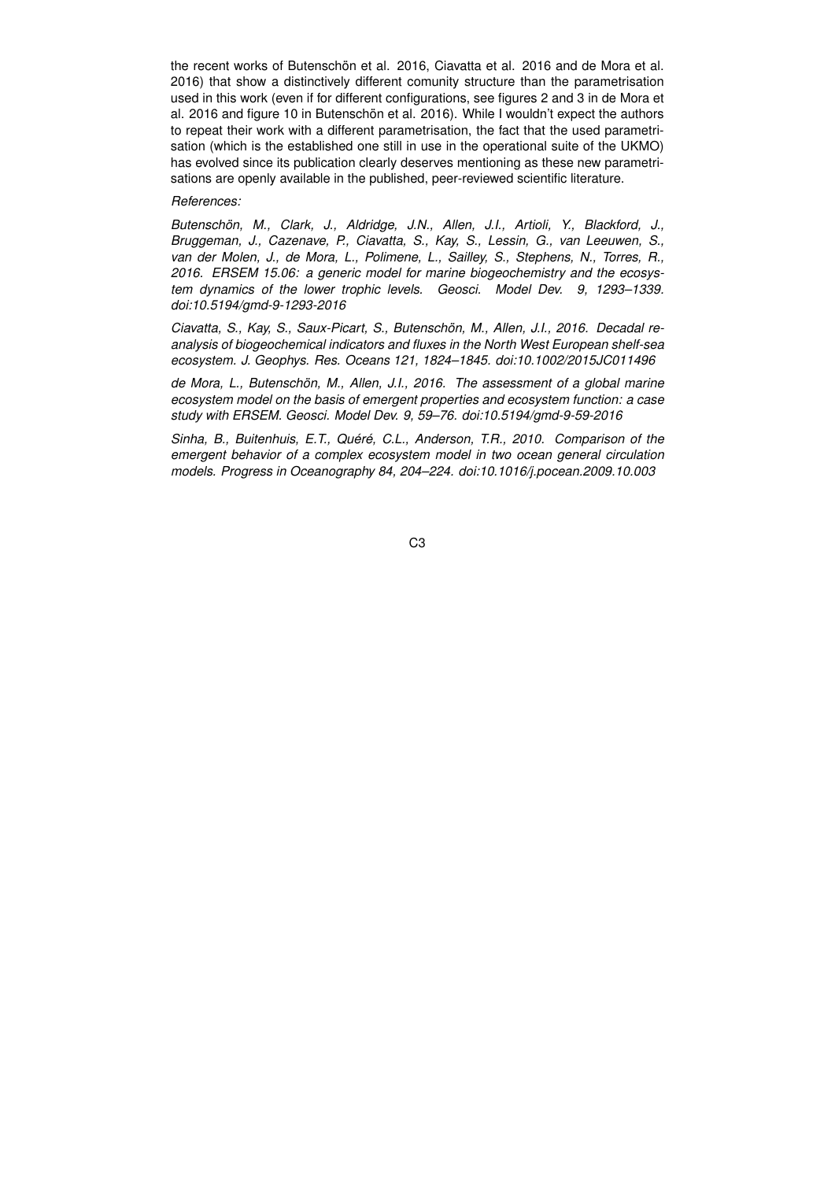the recent works of Butenschön et al. 2016, Ciavatta et al. 2016 and de Mora et al. 2016) that show a distinctively different comunity structure than the parametrisation used in this work (even if for different configurations, see figures 2 and 3 in de Mora et al. 2016 and figure 10 in Butenschön et al. 2016). While I wouldn't expect the authors to repeat their work with a different parametrisation, the fact that the used parametrisation (which is the established one still in use in the operational suite of the UKMO) has evolved since its publication clearly deserves mentioning as these new parametrisations are openly available in the published, peer-reviewed scientific literature.

*References:*

*Butenschön, M., Clark, J., Aldridge, J.N., Allen, J.I., Artioli, Y., Blackford, J., Bruggeman, J., Cazenave, P., Ciavatta, S., Kay, S., Lessin, G., van Leeuwen, S., van der Molen, J., de Mora, L., Polimene, L., Sailley, S., Stephens, N., Torres, R., 2016. ERSEM 15.06: a generic model for marine biogeochemistry and the ecosystem dynamics of the lower trophic levels. Geosci. Model Dev. 9, 1293–1339. doi:10.5194/gmd-9-1293-2016*

*Ciavatta, S., Kay, S., Saux-Picart, S., Butenschön, M., Allen, J.I., 2016. Decadal reanalysis of biogeochemical indicators and fluxes in the North West European shelf-sea ecosystem. J. Geophys. Res. Oceans 121, 1824–1845. doi:10.1002/2015JC011496*

*de Mora, L., Butenschön, M., Allen, J.I., 2016. The assessment of a global marine ecosystem model on the basis of emergent properties and ecosystem function: a case study with ERSEM. Geosci. Model Dev. 9, 59–76. doi:10.5194/gmd-9-59-2016*

*Sinha, B., Buitenhuis, E.T., Quéré, C.L., Anderson, T.R., 2010. Comparison of the emergent behavior of a complex ecosystem model in two ocean general circulation models. Progress in Oceanography 84, 204–224. doi:10.1016/j.pocean.2009.10.003*